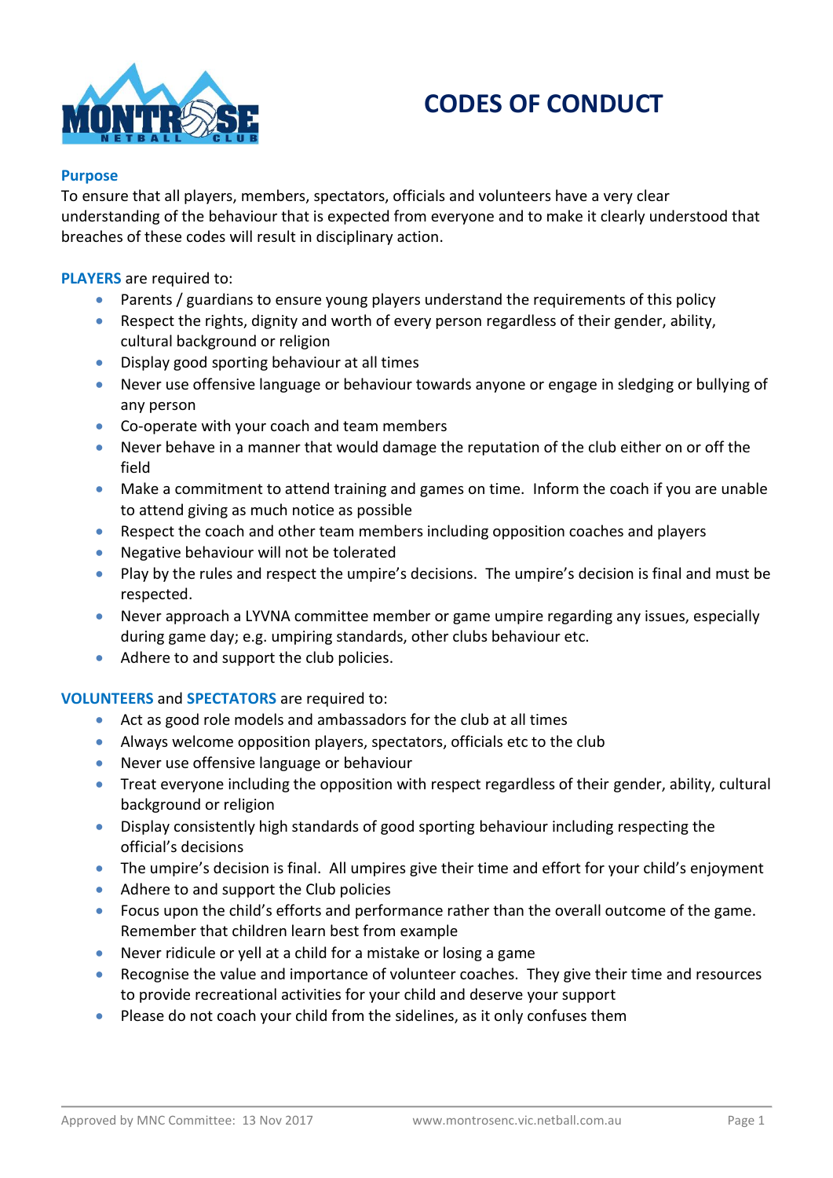# CODES OF CONDUCT

### Purpose

To ensure that all players, members, spectators, officials and volunteers have a very clear understanding of the behaviour that is expected from everyone and to make it clearly understood that breaches of these codes will result in disciplinary action.

**PLAYERS** are required to:

- Parents / guardians to ensure young players understand the requirements of this policy
- Respect the rights, dignity and worth of every person regardless of their gender, ability, cultural background or religion
- Display good sporting behaviour at all times
- Never use offensive language or behaviour towards anyone or engage in sledging or bullying of any person
- Co-operate with your coach and team members
- Never behave in a manner that would damage the reputation of the club either on or off the field
- Make a commitment to attend training and games on time. Inform the coach if you are unable to attend giving as much notice as possible
- Respect the coach and other team members including opposition coaches and players
- Negative behaviour will not be tolerated
- Play by the rules and respect the umpire's decisions. The umpire's decision is final and must be respected.
- Never approach a LYVNA committee member or game umpire regarding any issues, especially during game day; e.g. umpiring standards, other clubs behaviour etc.
- Adhere to and support the club policies.

**VOLUNTEERS** and **SPECTATORS** are required to:

- Act as good role models and ambassadors for the club at all times
- Always welcome opposition players, spectators, officials etc to the club
- Never use offensive language or behaviour
- Treat everyone including the opposition with respect regardless of their gender, ability, cultural background or religion
- Display consistently high standards of good sporting behaviour including respecting the official's decisions
- The umpire's decision is final. All umpires give their time and effort for your child's enjoyment
- Adhere to and support the Club policies
- Focus upon the child's efforts and performance rather than the overall outcome of the game. Remember that children learn best from example
- Never ridicule or yell at a child for a mistake or losing a game
- Recognise the value and importance of volunteer coaches. They give their time and resources to provide recreational activities for your child and deserve your support
- Please do not coach your child from the sidelines, as it only confuses them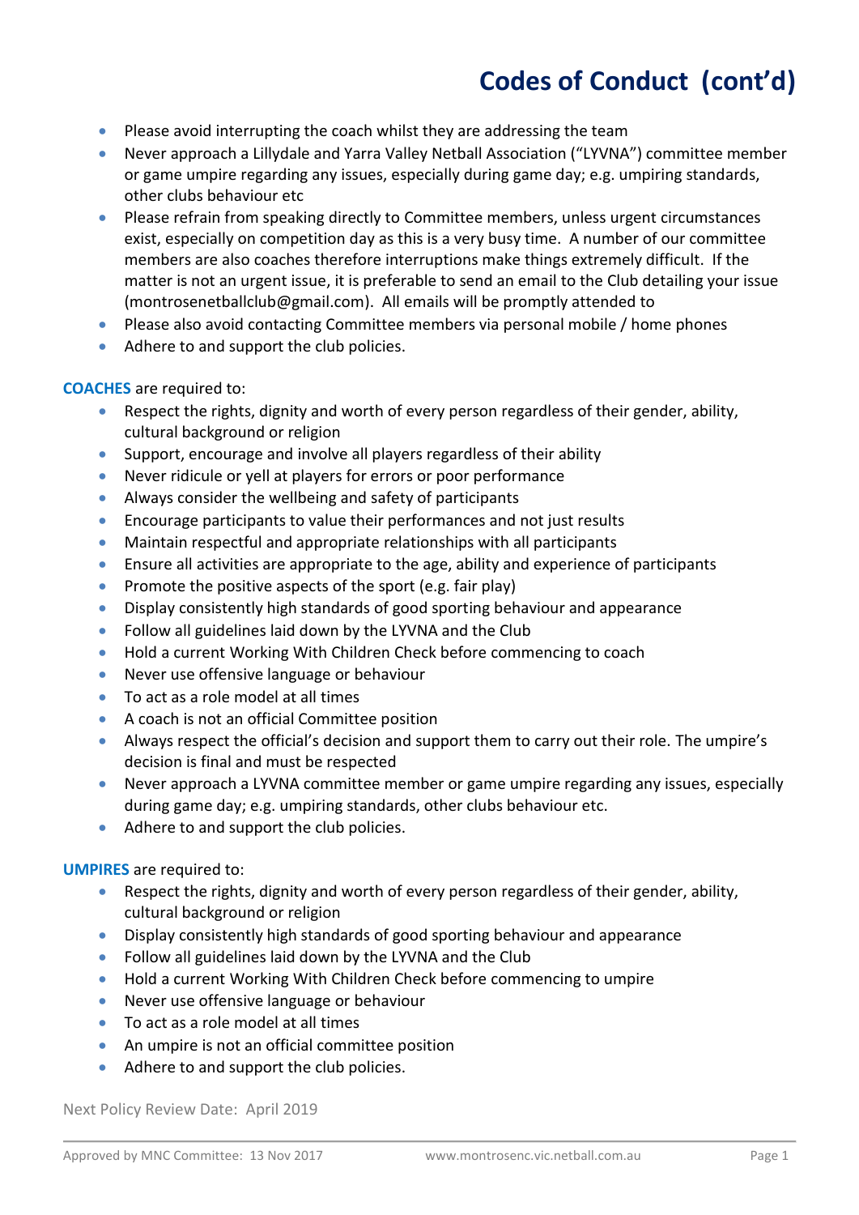# Codes of Conduct (cont'd)

- Please avoid interrupting the coach whilst they are addressing the team
- Never approach a Lillydale and Yarra Valley Netball Association ("LYVNA") committee member or game umpire regarding any issues, especially during game day; e.g. umpiring standards, other clubs behaviour etc
- Please refrain from speaking directly to Committee members, unless urgent circumstances exist, especially on competition day as this is a very busy time. A number of our committee members are also coaches therefore interruptions make things extremely difficult. If the matter is not an urgent issue, it is preferable to send an email to the Club detailing your issue (montrosenetballclub@gmail.com). All emails will be promptly attended to
- Please also avoid contacting Committee members via personal mobile / home phones
- Adhere to and support the club policies.

**COACHES** are required to:

- Respect the rights, dignity and worth of every person regardless of their gender, ability, cultural background or religion
- Support, encourage and involve all players regardless of their ability
- Never ridicule or yell at players for errors or poor performance
- Always consider the wellbeing and safety of participants
- Encourage participants to value their performances and not just results
- Maintain respectful and appropriate relationships with all participants
- Ensure all activities are appropriate to the age, ability and experience of participants
- Promote the positive aspects of the sport (e.g. fair play)
- Display consistently high standards of good sporting behaviour and appearance
- Follow all guidelines laid down by the LYVNA and the Club
- Hold a current Working With Children Check before commencing to coach
- Never use offensive language or behaviour
- To act as a role model at all times
- A coach is not an official Committee position
- Always respect the official's decision and support them to carry out their role. The umpire's decision is final and must be respected
- Never approach a LYVNA committee member or game umpire regarding any issues, especially during game day; e.g. umpiring standards, other clubs behaviour etc.
- Adhere to and support the club policies.

**UMPIRES** are required to:

- Respect the rights, dignity and worth of every person regardless of their gender, ability, cultural background or religion
- Display consistently high standards of good sporting behaviour and appearance
- Follow all guidelines laid down by the LYVNA and the Club
- Hold a current Working With Children Check before commencing to umpire
- Never use offensive language or behaviour
- To act as a role model at all times
- An umpire is not an official committee position
- Adhere to and support the club policies.

Next Policy Review Date: April 2019

Approved by MNC Committee: 13 Nov 2017